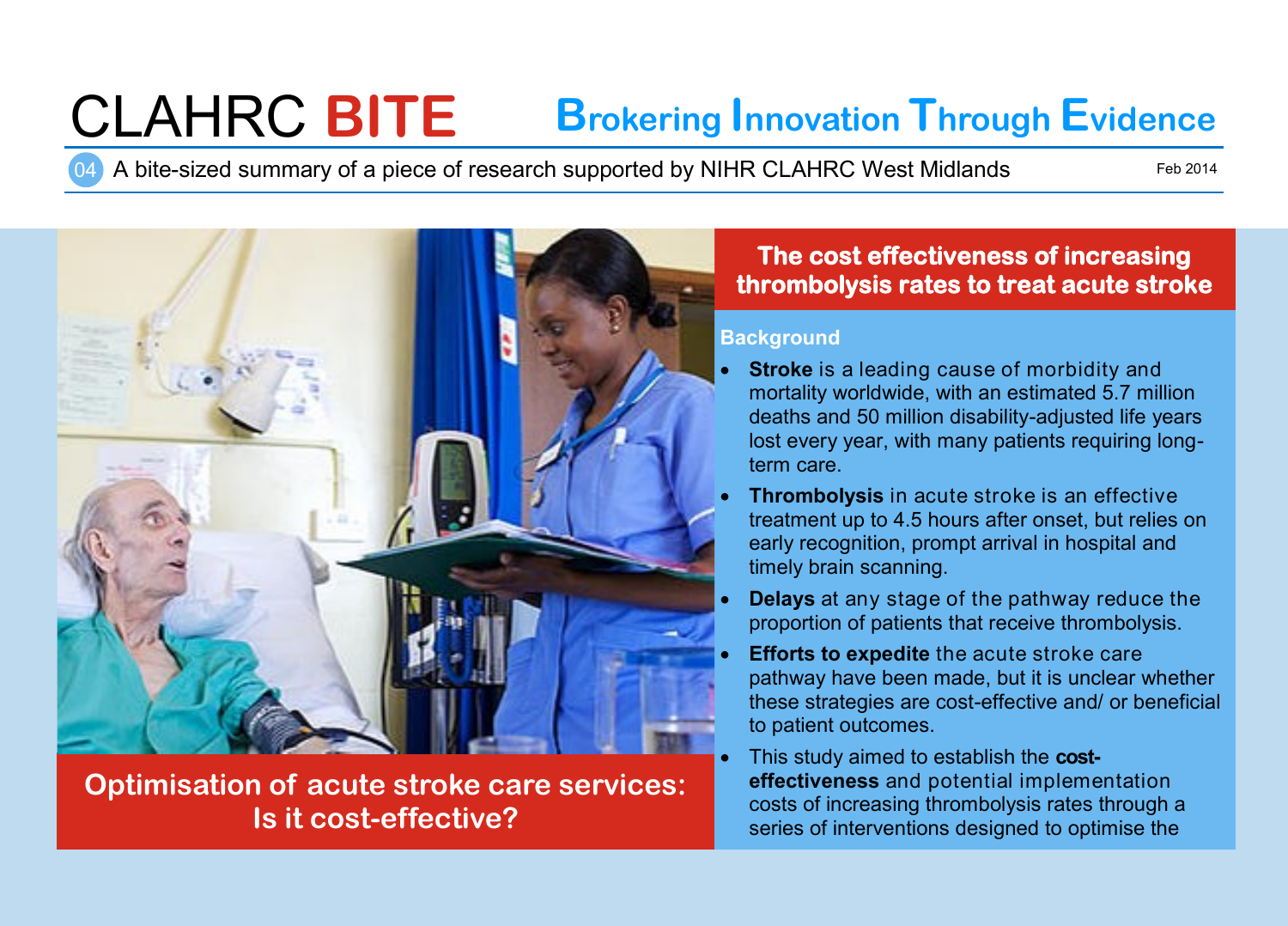# CLAHRC **BITE** Brokering Innovation Through Evidence

04 A bite-sized summary of a piece of research supported by NIHR CLAHRC West Midlands

Feb 2014

## Optimisation of acute stroke care services: Is it cost-effective?

## The cost effectiveness of increasing thrombolysis rates to treat acute stroke

### Background

- **Stroke** is a leading cause of morbidity and mortality worldwide, with an estimated 5.7 million deaths and 50 million disability-adjusted life years lost every year, with many patients requiring long-term care.
- **Thrombolysis** in acute stroke is an effective treatment up to 4.5 hours after onset, but relies on early recognition, prompt arrival in hospital and timely brain scanning.
- **Delays** at any stage of the pathway reduce the proportion of patients that receive thrombolysis.
- **Efforts to expedite** the acute stroke care pathway have been made, but it is unclear whether these strategies are cost-effective and/ or beneficial to patient outcomes.
- This study aimed to establish the **cost-effectiveness** and potential implementation costs of increasing thrombolysis rates through a series of interventions designed to optimise the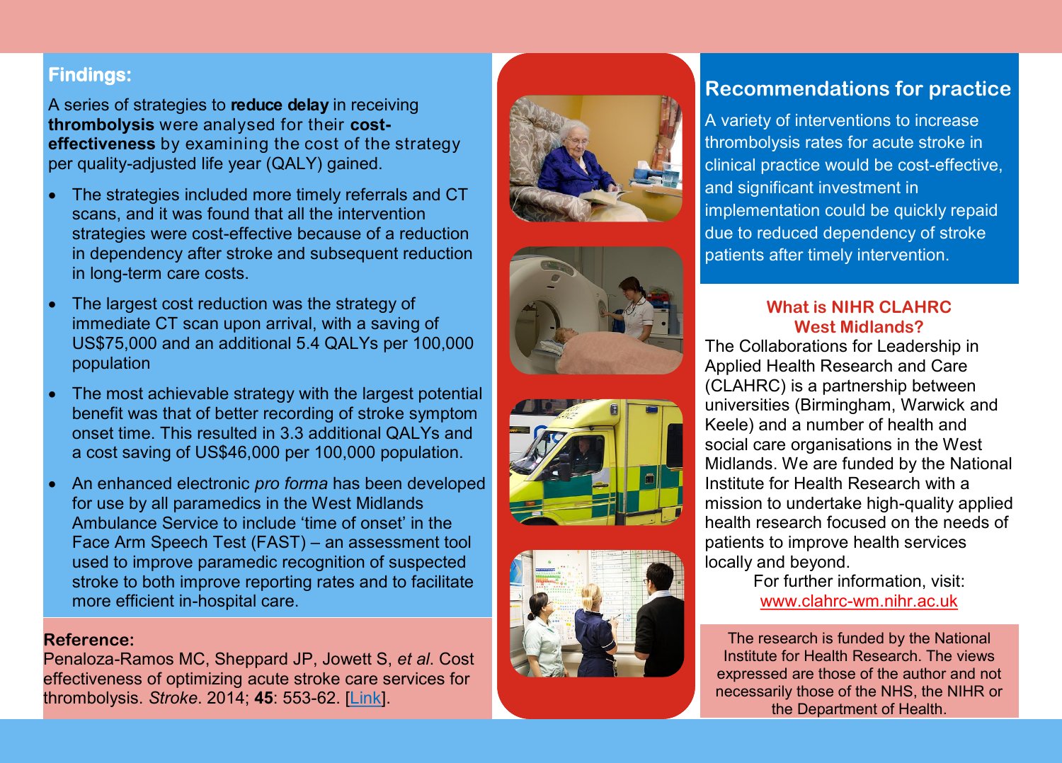## Findings:

A series of strategies to **reduce delay** in receiving **thrombolysis** were analysed for their **cost-effectiveness** by examining the cost of the strategy per quality-adjusted life year (QALY) gained.

- The strategies included more timely referrals and CT scans, and it was found that all the intervention strategies were cost-effective because of a reduction in dependency after stroke and subsequent reduction in long-term care costs.
- The largest cost reduction was the strategy of immediate CT scan upon arrival, with a saving of US$75,000 and an additional 5.4 QALYs per 100,000 population
- The most achievable strategy with the largest potential benefit was that of better recording of stroke symptom onset time. This resulted in 3.3 additional QALYs and a cost saving of US$46,000 per 100,000 population.
- An enhanced electronic *pro forma* has been developed for use by all paramedics in the West Midlands Ambulance Service to include 'time of onset' in the Face Arm Speech Test (FAST) – an assessment tool used to improve paramedic recognition of suspected stroke to both improve reporting rates and to facilitate more efficient in-hospital care.

**Reference:**

Penaloza-Ramos MC, Sheppard JP, Jowett S, *et al.* Cost effectiveness of optimizing acute stroke care services for thrombolysis. *Stroke*. 2014; **45**: 553-62. [Link].

## Recommendations for practice

A variety of interventions to increase thrombolysis rates for acute stroke in clinical practice would be cost-effective, and significant investment in implementation could be quickly repaid due to reduced dependency of stroke patients after timely intervention.

### What is NIHR CLAHRC West Midlands?

The Collaborations for Leadership in Applied Health Research and Care (CLAHRC) is a partnership between universities (Birmingham, Warwick and Keele) and a number of health and social care organisations in the West Midlands. We are funded by the National Institute for Health Research with a mission to undertake high-quality applied health research focused on the needs of patients to improve health services locally and beyond.

For further information, visit: www.clahrc-wm.nihr.ac.uk

The research is funded by the National Institute for Health Research. The views expressed are those of the author and not necessarily those of the NHS, the NIHR or the Department of Health.